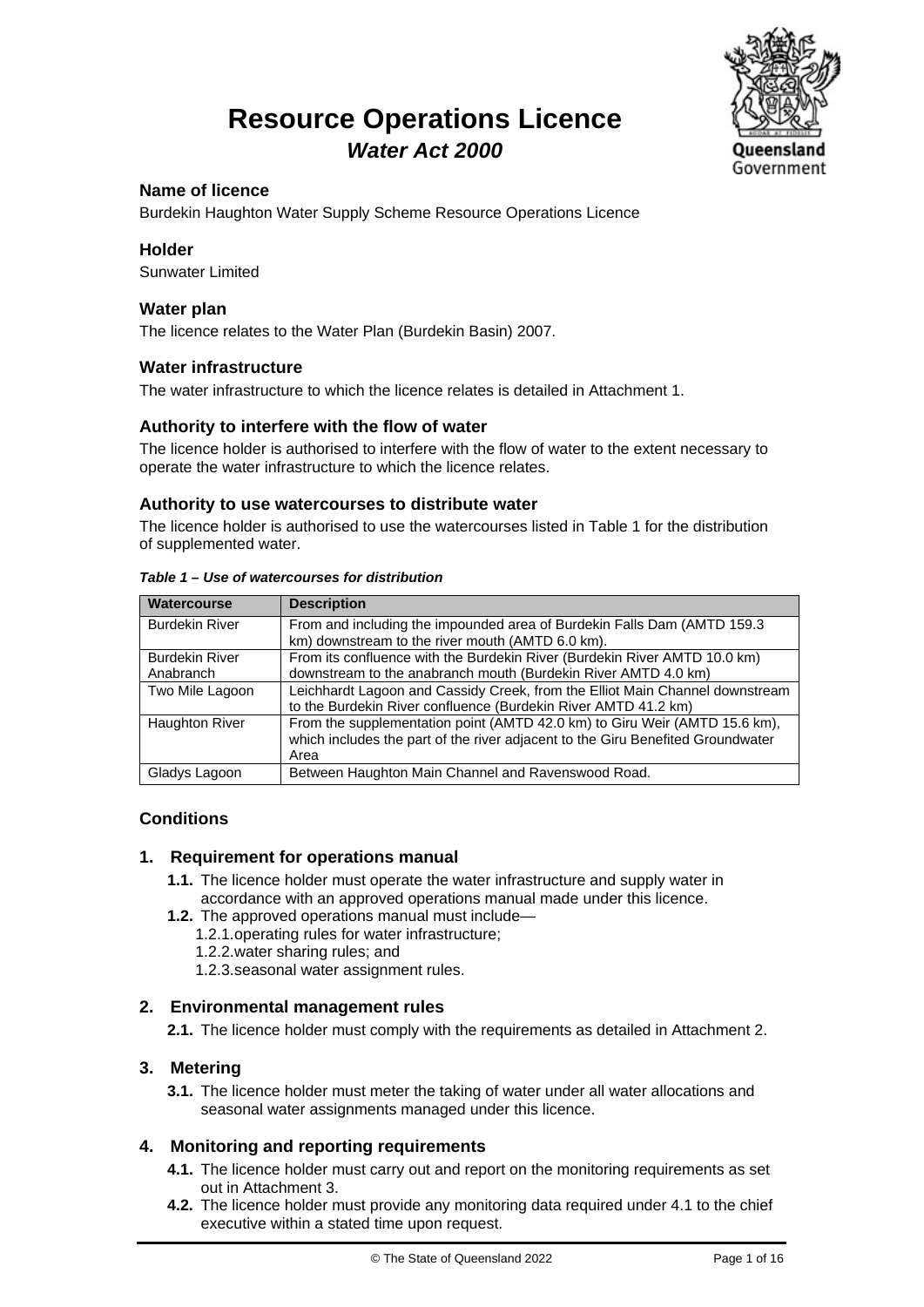# Resource Operations Licence

## *Water Act 2000*

### Name of licence

Burdekin Haughton Water Supply Scheme Resource Operations Licence

### Holder

Sunwater Limited

### Water plan

The licence relates to the Water Plan (Burdekin Basin) 2007.

### Water infrastructure

The water infrastructure to which the licence relates is detailed in Attachment 1.

### Authority to interfere with the flow of water

The licence holder is authorised to interfere with the flow of water to the extent necessary to operate the water infrastructure to which the licence relates.

### Authority to use watercourses to distribute water

The licence holder is authorised to use the watercourses listed in Table 1 for the distribution of supplemented water.

***Table 1 – Use of watercourses for distribution***

| Watercourse | Description |
|---|---|
| Burdekin River | From and including the impounded area of Burdekin Falls Dam (AMTD 159.3 km) downstream to the river mouth (AMTD 6.0 km). |
| Burdekin River Anabranch | From its confluence with the Burdekin River (Burdekin River AMTD 10.0 km) downstream to the anabranch mouth (Burdekin River AMTD 4.0 km) |
| Two Mile Lagoon | Leichhardt Lagoon and Cassidy Creek, from the Elliot Main Channel downstream to the Burdekin River confluence (Burdekin River AMTD 41.2 km) |
| Haughton River | From the supplementation point (AMTD 42.0 km) to Giru Weir (AMTD 15.6 km), which includes the part of the river adjacent to the Giru Benefited Groundwater Area |
| Gladys Lagoon | Between Haughton Main Channel and Ravenswood Road. |

### Conditions

#### 1. Requirement for operations manual

**1.1.** The licence holder must operate the water infrastructure and supply water in accordance with an approved operations manual made under this licence.

**1.2.** The approved operations manual must include—

1.2.1. operating rules for water infrastructure;

1.2.2. water sharing rules; and

1.2.3. seasonal water assignment rules.

#### 2. Environmental management rules

**2.1.** The licence holder must comply with the requirements as detailed in Attachment 2.

#### 3. Metering

**3.1.** The licence holder must meter the taking of water under all water allocations and seasonal water assignments managed under this licence.

#### 4. Monitoring and reporting requirements

**4.1.** The licence holder must carry out and report on the monitoring requirements as set out in Attachment 3.

**4.2.** The licence holder must provide any monitoring data required under 4.1 to the chief executive within a stated time upon request.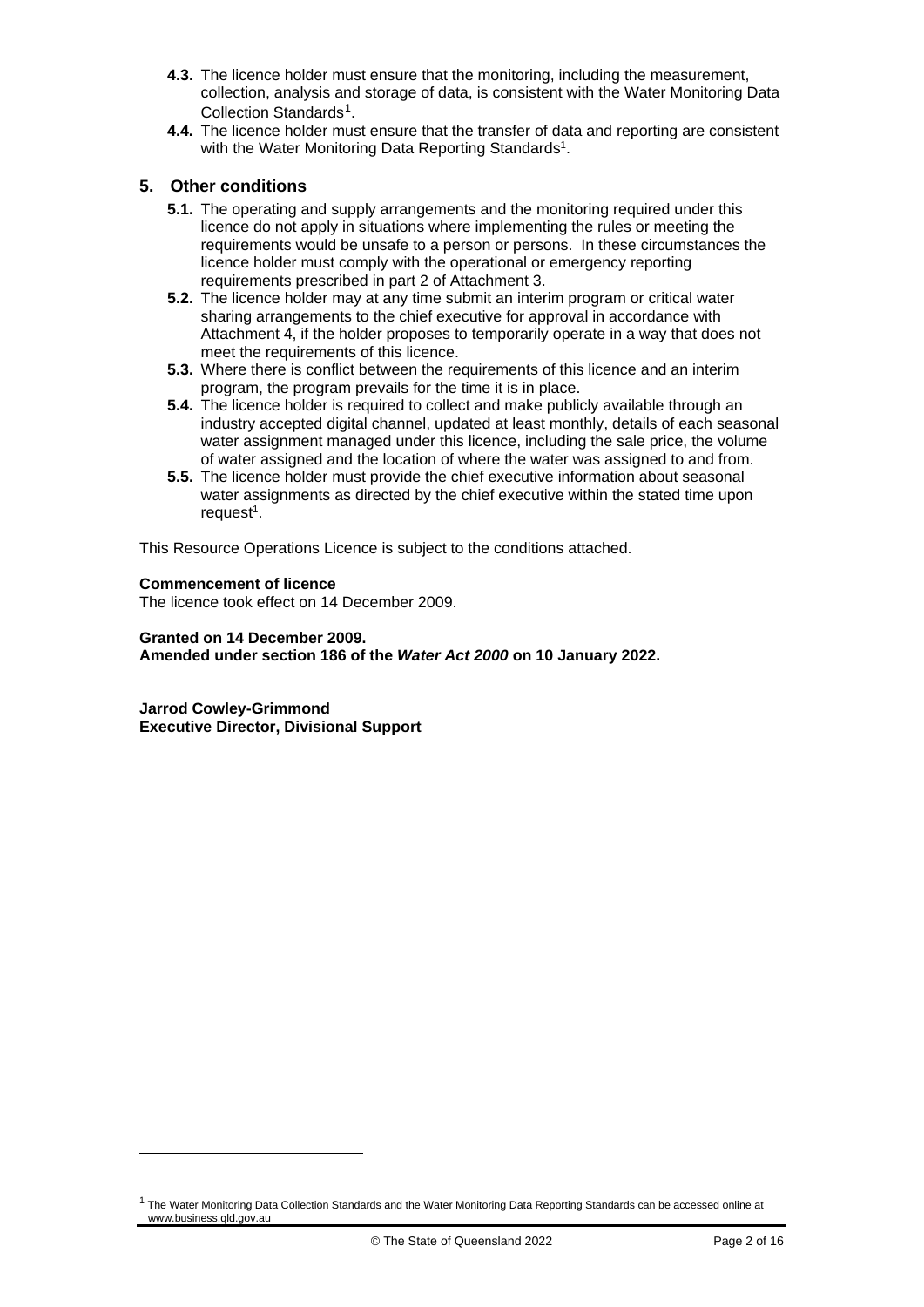**4.3.** The licence holder must ensure that the monitoring, including the measurement, collection, analysis and storage of data, is consistent with the Water Monitoring Data Collection Standards[1].

**4.4.** The licence holder must ensure that the transfer of data and reporting are consistent with the Water Monitoring Data Reporting Standards[1].

## 5. Other conditions

**5.1.** The operating and supply arrangements and the monitoring required under this licence do not apply in situations where implementing the rules or meeting the requirements would be unsafe to a person or persons. In these circumstances the licence holder must comply with the operational or emergency reporting requirements prescribed in part 2 of Attachment 3.

**5.2.** The licence holder may at any time submit an interim program or critical water sharing arrangements to the chief executive for approval in accordance with Attachment 4, if the holder proposes to temporarily operate in a way that does not meet the requirements of this licence.

**5.3.** Where there is conflict between the requirements of this licence and an interim program, the program prevails for the time it is in place.

**5.4.** The licence holder is required to collect and make publicly available through an industry accepted digital channel, updated at least monthly, details of each seasonal water assignment managed under this licence, including the sale price, the volume of water assigned and the location of where the water was assigned to and from.

**5.5.** The licence holder must provide the chief executive information about seasonal water assignments as directed by the chief executive within the stated time upon request[1].

This Resource Operations Licence is subject to the conditions attached.

**Commencement of licence**
The licence took effect on 14 December 2009.

**Granted on 14 December 2009.**
**Amended under section 186 of the *Water Act 2000* on 10 January 2022.**

**Jarrod Cowley-Grimmond**
**Executive Director, Divisional Support**

---

[1] The Water Monitoring Data Collection Standards and the Water Monitoring Data Reporting Standards can be accessed online at www.business.qld.gov.au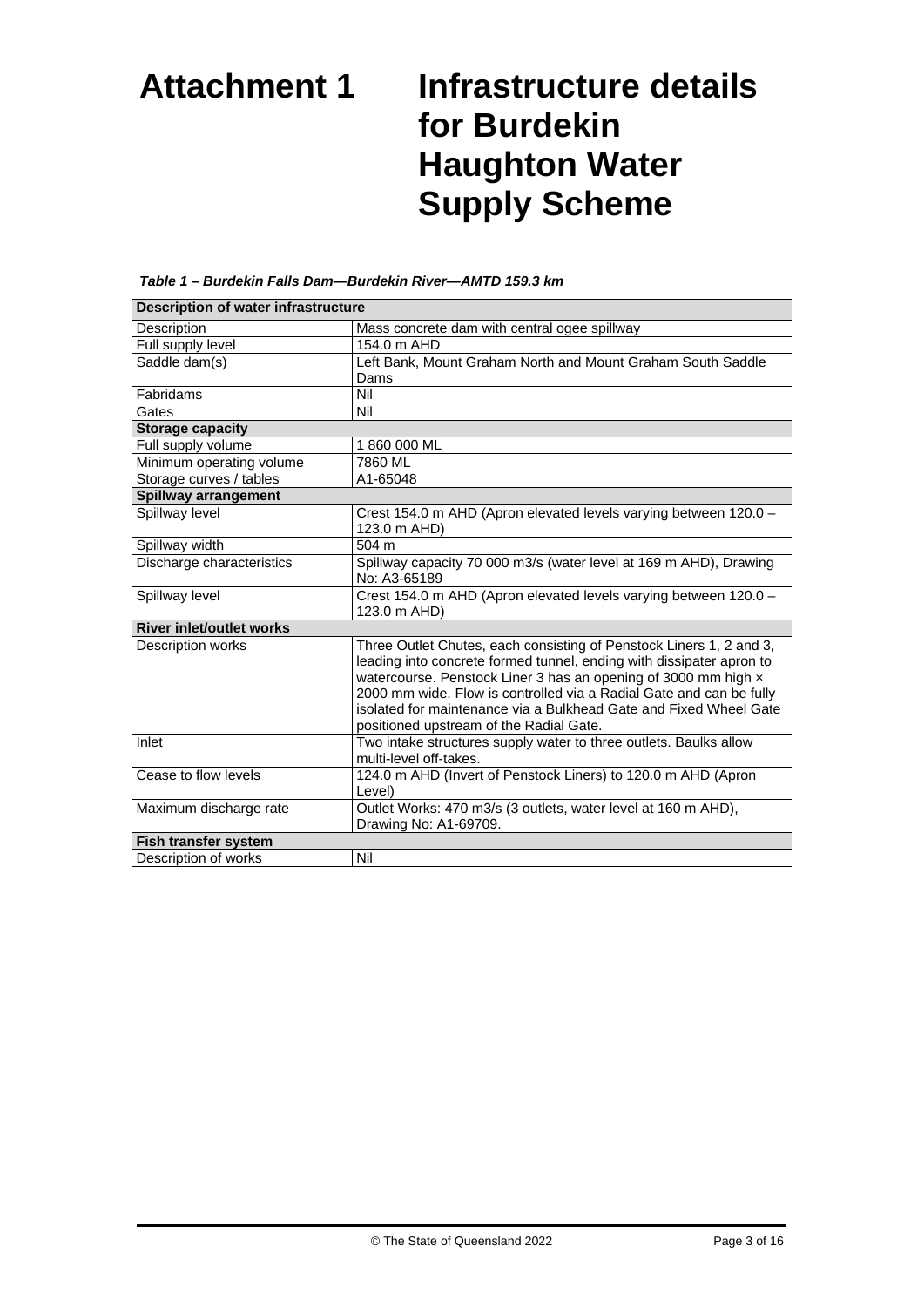# Attachment 1 Infrastructure details for Burdekin Haughton Water Supply Scheme

*Table 1 – Burdekin Falls Dam—Burdekin River—AMTD 159.3 km*

| Description of water infrastructure | |
|---|---|
| Description | Mass concrete dam with central ogee spillway |
| Full supply level | 154.0 m AHD |
| Saddle dam(s) | Left Bank, Mount Graham North and Mount Graham South Saddle Dams |
| Fabridams | Nil |
| Gates | Nil |
| **Storage capacity** | |
| Full supply volume | 1 860 000 ML |
| Minimum operating volume | 7860 ML |
| Storage curves / tables | A1-65048 |
| **Spillway arrangement** | |
| Spillway level | Crest 154.0 m AHD (Apron elevated levels varying between 120.0 – 123.0 m AHD) |
| Spillway width | 504 m |
| Discharge characteristics | Spillway capacity 70 000 m3/s (water level at 169 m AHD), Drawing No: A3-65189 |
| Spillway level | Crest 154.0 m AHD (Apron elevated levels varying between 120.0 – 123.0 m AHD) |
| **River inlet/outlet works** | |
| Description works | Three Outlet Chutes, each consisting of Penstock Liners 1, 2 and 3, leading into concrete formed tunnel, ending with dissipater apron to watercourse. Penstock Liner 3 has an opening of 3000 mm high × 2000 mm wide. Flow is controlled via a Radial Gate and can be fully isolated for maintenance via a Bulkhead Gate and Fixed Wheel Gate positioned upstream of the Radial Gate. |
| Inlet | Two intake structures supply water to three outlets. Baulks allow multi-level off-takes. |
| Cease to flow levels | 124.0 m AHD (Invert of Penstock Liners) to 120.0 m AHD (Apron Level) |
| Maximum discharge rate | Outlet Works: 470 m3/s (3 outlets, water level at 160 m AHD), Drawing No: A1-69709. |
| **Fish transfer system** | |
| Description of works | Nil |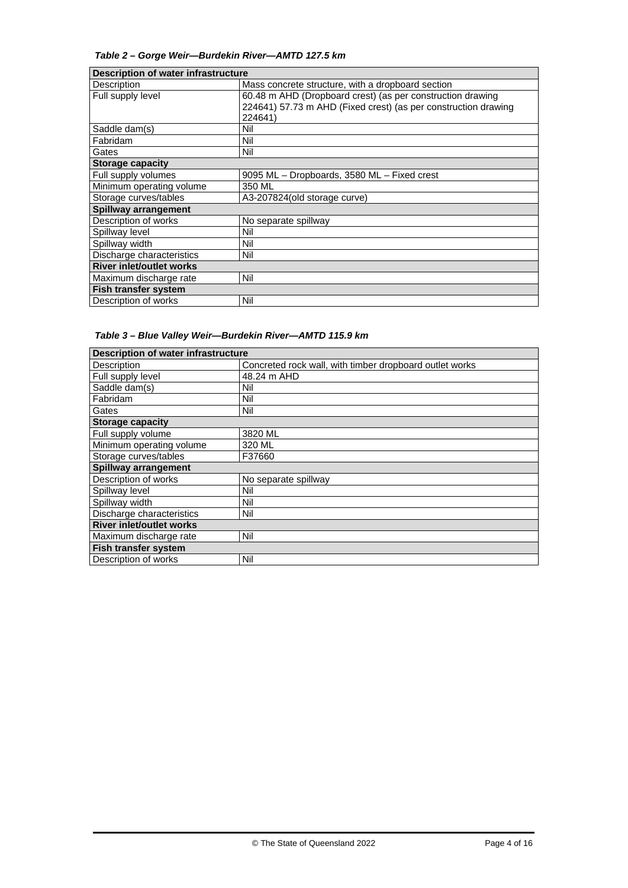*Table 2 – Gorge Weir—Burdekin River—AMTD 127.5 km*

| **Description of water infrastructure** | |
|---|---|
| Description | Mass concrete structure, with a dropboard section |
| Full supply level | 60.48 m AHD (Dropboard crest) (as per construction drawing 224641) 57.73 m AHD (Fixed crest) (as per construction drawing 224641) |
| Saddle dam(s) | Nil |
| Fabridam | Nil |
| Gates | Nil |
| **Storage capacity** | |
| Full supply volumes | 9095 ML – Dropboards, 3580 ML – Fixed crest |
| Minimum operating volume | 350 ML |
| Storage curves/tables | A3-207824(old storage curve) |
| **Spillway arrangement** | |
| Description of works | No separate spillway |
| Spillway level | Nil |
| Spillway width | Nil |
| Discharge characteristics | Nil |
| **River inlet/outlet works** | |
| Maximum discharge rate | Nil |
| **Fish transfer system** | |
| Description of works | Nil |

*Table 3 – Blue Valley Weir—Burdekin River—AMTD 115.9 km*

| **Description of water infrastructure** | |
|---|---|
| Description | Concreted rock wall, with timber dropboard outlet works |
| Full supply level | 48.24 m AHD |
| Saddle dam(s) | Nil |
| Fabridam | Nil |
| Gates | Nil |
| **Storage capacity** | |
| Full supply volume | 3820 ML |
| Minimum operating volume | 320 ML |
| Storage curves/tables | F37660 |
| **Spillway arrangement** | |
| Description of works | No separate spillway |
| Spillway level | Nil |
| Spillway width | Nil |
| Discharge characteristics | Nil |
| **River inlet/outlet works** | |
| Maximum discharge rate | Nil |
| **Fish transfer system** | |
| Description of works | Nil |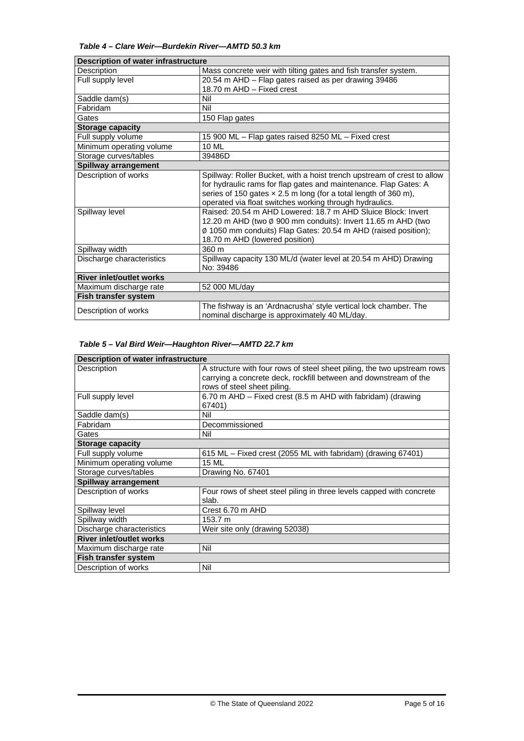*Table 4 – Clare Weir—Burdekin River—AMTD 50.3 km*

| **Description of water infrastructure** | |
|---|---|
| Description | Mass concrete weir with tilting gates and fish transfer system. |
| Full supply level | 20.54 m AHD – Flap gates raised as per drawing 39486<br>18.70 m AHD – Fixed crest |
| Saddle dam(s) | Nil |
| Fabridam | Nil |
| Gates | 150 Flap gates |
| **Storage capacity** | |
| Full supply volume | 15 900 ML – Flap gates raised 8250 ML – Fixed crest |
| Minimum operating volume | 10 ML |
| Storage curves/tables | 39486D |
| **Spillway arrangement** | |
| Description of works | Spillway: Roller Bucket, with a hoist trench upstream of crest to allow for hydraulic rams for flap gates and maintenance. Flap Gates: A series of 150 gates × 2.5 m long (for a total length of 360 m), operated via float switches working through hydraulics. |
| Spillway level | Raised: 20.54 m AHD Lowered: 18.7 m AHD Sluice Block: Invert 12.20 m AHD (two ø 900 mm conduits): Invert 11.65 m AHD (two ø 1050 mm conduits) Flap Gates: 20.54 m AHD (raised position); 18.70 m AHD (lowered position) |
| Spillway width | 360 m |
| Discharge characteristics | Spillway capacity 130 ML/d (water level at 20.54 m AHD) Drawing No: 39486 |
| **River inlet/outlet works** | |
| Maximum discharge rate | 52 000 ML/day |
| **Fish transfer system** | |
| Description of works | The fishway is an 'Ardnacrusha' style vertical lock chamber. The nominal discharge is approximately 40 ML/day. |

*Table 5 – Val Bird Weir—Haughton River—AMTD 22.7 km*

| **Description of water infrastructure** | |
|---|---|
| Description | A structure with four rows of steel sheet piling, the two upstream rows carrying a concrete deck, rockfill between and downstream of the rows of steel sheet piling. |
| Full supply level | 6.70 m AHD – Fixed crest (8.5 m AHD with fabridam) (drawing 67401) |
| Saddle dam(s) | Nil |
| Fabridam | Decommissioned |
| Gates | Nil |
| **Storage capacity** | |
| Full supply volume | 615 ML – Fixed crest (2055 ML with fabridam) (drawing 67401) |
| Minimum operating volume | 15 ML |
| Storage curves/tables | Drawing No. 67401 |
| **Spillway arrangement** | |
| Description of works | Four rows of sheet steel piling in three levels capped with concrete slab. |
| Spillway level | Crest 6.70 m AHD |
| Spillway width | 153.7 m |
| Discharge characteristics | Weir site only (drawing 52038) |
| **River inlet/outlet works** | |
| Maximum discharge rate | Nil |
| **Fish transfer system** | |
| Description of works | Nil |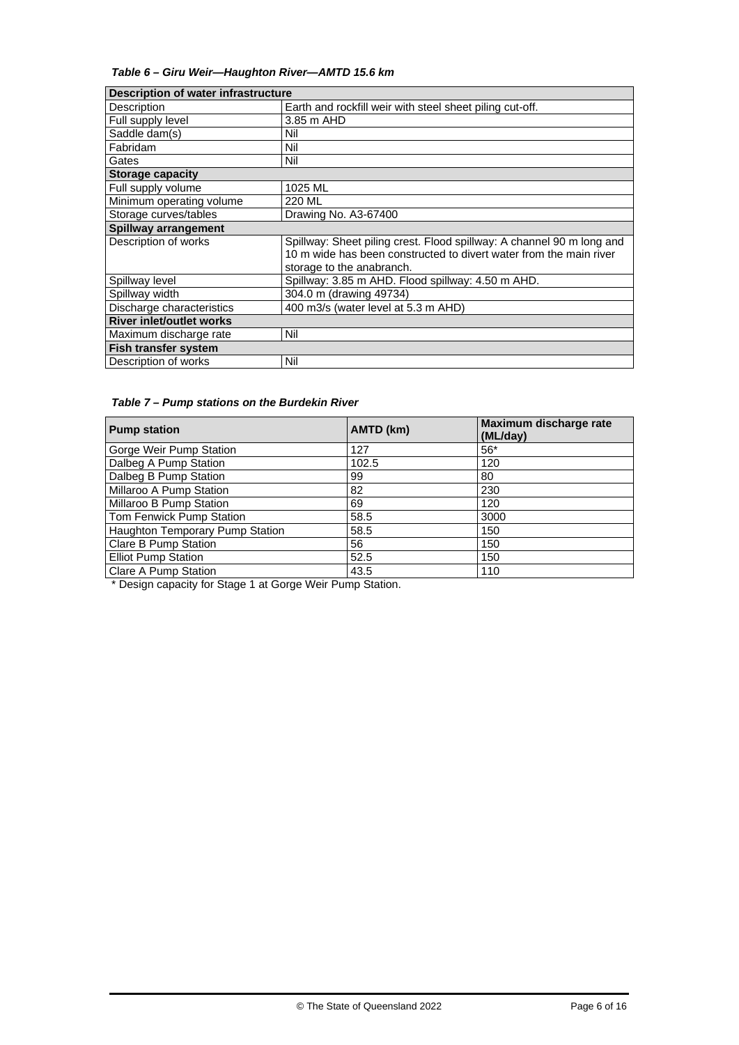*Table 6 – Giru Weir—Haughton River—AMTD 15.6 km*

| **Description of water infrastructure** | |
|---|---|
| Description | Earth and rockfill weir with steel sheet piling cut-off. |
| Full supply level | 3.85 m AHD |
| Saddle dam(s) | Nil |
| Fabridam | Nil |
| Gates | Nil |
| **Storage capacity** | |
| Full supply volume | 1025 ML |
| Minimum operating volume | 220 ML |
| Storage curves/tables | Drawing No. A3-67400 |
| **Spillway arrangement** | |
| Description of works | Spillway: Sheet piling crest. Flood spillway: A channel 90 m long and 10 m wide has been constructed to divert water from the main river storage to the anabranch. |
| Spillway level | Spillway: 3.85 m AHD. Flood spillway: 4.50 m AHD. |
| Spillway width | 304.0 m (drawing 49734) |
| Discharge characteristics | 400 m3/s (water level at 5.3 m AHD) |
| **River inlet/outlet works** | |
| Maximum discharge rate | Nil |
| **Fish transfer system** | |
| Description of works | Nil |

*Table 7 – Pump stations on the Burdekin River*

| Pump station | AMTD (km) | Maximum discharge rate (ML/day) |
|---|---|---|
| Gorge Weir Pump Station | 127 | 56* |
| Dalbeg A Pump Station | 102.5 | 120 |
| Dalbeg B Pump Station | 99 | 80 |
| Millaroo A Pump Station | 82 | 230 |
| Millaroo B Pump Station | 69 | 120 |
| Tom Fenwick Pump Station | 58.5 | 3000 |
| Haughton Temporary Pump Station | 58.5 | 150 |
| Clare B Pump Station | 56 | 150 |
| Elliot Pump Station | 52.5 | 150 |
| Clare A Pump Station | 43.5 | 110 |

\* Design capacity for Stage 1 at Gorge Weir Pump Station.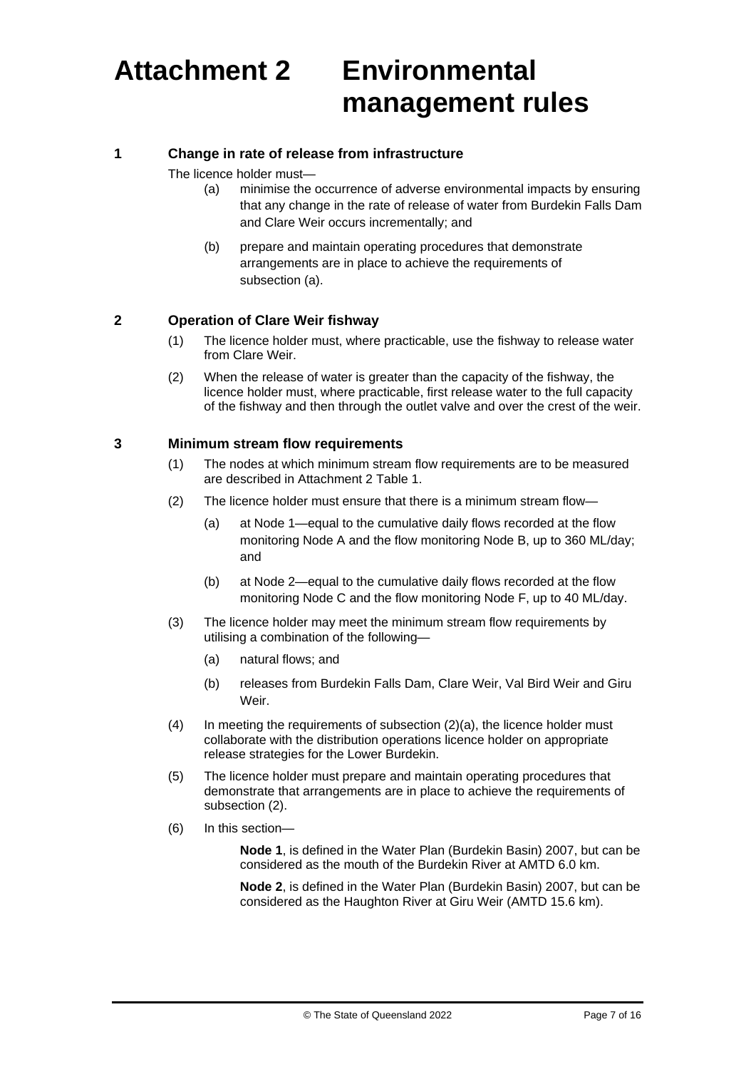# Attachment 2 Environmental management rules

## 1 Change in rate of release from infrastructure

The licence holder must—

(a) minimise the occurrence of adverse environmental impacts by ensuring that any change in the rate of release of water from Burdekin Falls Dam and Clare Weir occurs incrementally; and

(b) prepare and maintain operating procedures that demonstrate arrangements are in place to achieve the requirements of subsection (a).

## 2 Operation of Clare Weir fishway

(1) The licence holder must, where practicable, use the fishway to release water from Clare Weir.

(2) When the release of water is greater than the capacity of the fishway, the licence holder must, where practicable, first release water to the full capacity of the fishway and then through the outlet valve and over the crest of the weir.

## 3 Minimum stream flow requirements

(1) The nodes at which minimum stream flow requirements are to be measured are described in Attachment 2 Table 1.

(2) The licence holder must ensure that there is a minimum stream flow—

(a) at Node 1—equal to the cumulative daily flows recorded at the flow monitoring Node A and the flow monitoring Node B, up to 360 ML/day; and

(b) at Node 2—equal to the cumulative daily flows recorded at the flow monitoring Node C and the flow monitoring Node F, up to 40 ML/day.

(3) The licence holder may meet the minimum stream flow requirements by utilising a combination of the following—

(a) natural flows; and

(b) releases from Burdekin Falls Dam, Clare Weir, Val Bird Weir and Giru Weir.

(4) In meeting the requirements of subsection (2)(a), the licence holder must collaborate with the distribution operations licence holder on appropriate release strategies for the Lower Burdekin.

(5) The licence holder must prepare and maintain operating procedures that demonstrate that arrangements are in place to achieve the requirements of subsection (2).

(6) In this section—

**Node 1**, is defined in the Water Plan (Burdekin Basin) 2007, but can be considered as the mouth of the Burdekin River at AMTD 6.0 km.

**Node 2**, is defined in the Water Plan (Burdekin Basin) 2007, but can be considered as the Haughton River at Giru Weir (AMTD 15.6 km).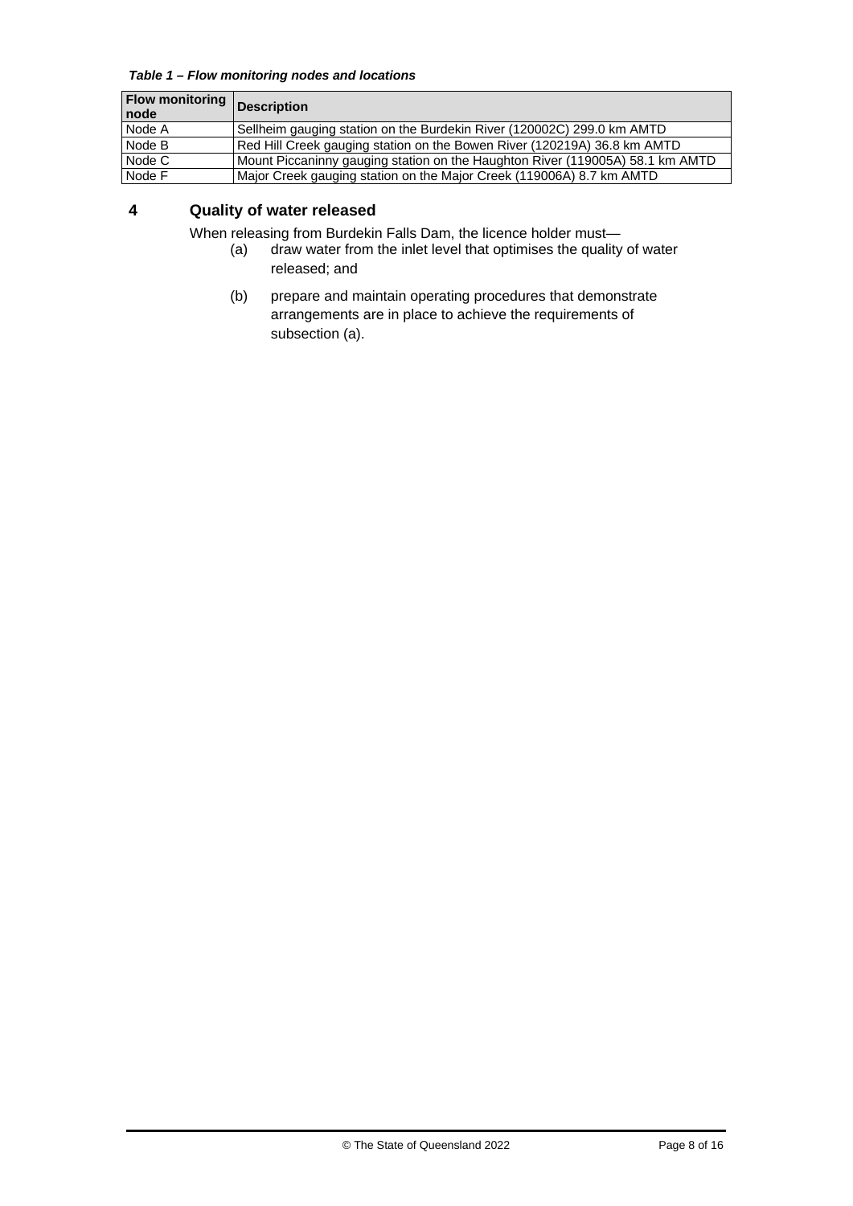***Table 1 – Flow monitoring nodes and locations***

| Flow monitoring node | Description |
|---|---|
| Node A | Sellheim gauging station on the Burdekin River (120002C) 299.0 km AMTD |
| Node B | Red Hill Creek gauging station on the Bowen River (120219A) 36.8 km AMTD |
| Node C | Mount Piccaninny gauging station on the Haughton River (119005A) 58.1 km AMTD |
| Node F | Major Creek gauging station on the Major Creek (119006A) 8.7 km AMTD |

## 4 Quality of water released

When releasing from Burdekin Falls Dam, the licence holder must—

(a) draw water from the inlet level that optimises the quality of water released; and

(b) prepare and maintain operating procedures that demonstrate arrangements are in place to achieve the requirements of subsection (a).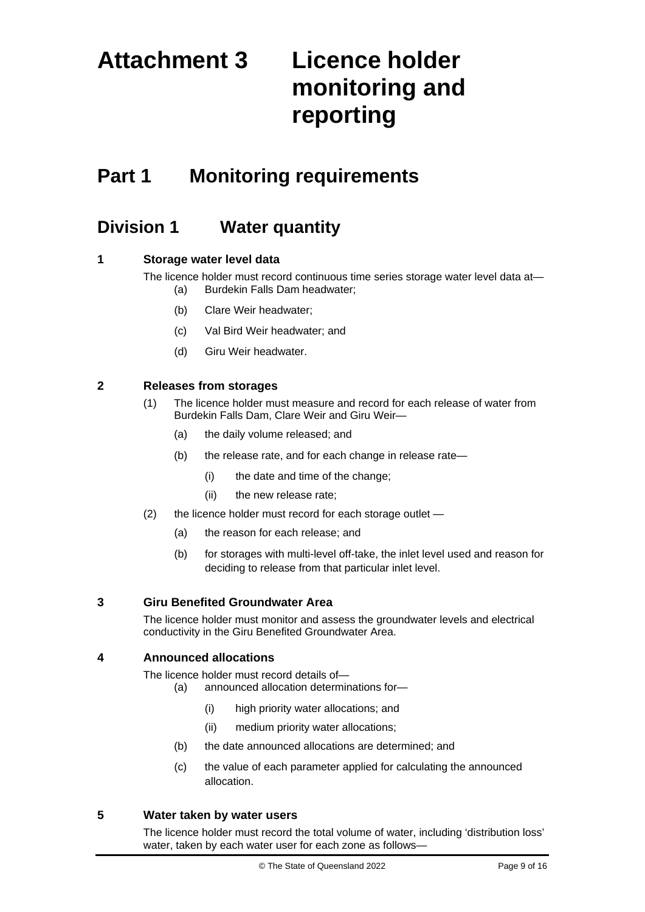# Attachment 3 Licence holder monitoring and reporting

## Part 1 Monitoring requirements

### Division 1 Water quantity

#### 1 Storage water level data

The licence holder must record continuous time series storage water level data at—

- (a) Burdekin Falls Dam headwater;
- (b) Clare Weir headwater;
- (c) Val Bird Weir headwater; and
- (d) Giru Weir headwater.

#### 2 Releases from storages

(1) The licence holder must measure and record for each release of water from Burdekin Falls Dam, Clare Weir and Giru Weir—

- (a) the daily volume released; and
- (b) the release rate, and for each change in release rate—
  - (i) the date and time of the change;
  - (ii) the new release rate;

(2) the licence holder must record for each storage outlet —

- (a) the reason for each release; and
- (b) for storages with multi-level off-take, the inlet level used and reason for deciding to release from that particular inlet level.

#### 3 Giru Benefited Groundwater Area

The licence holder must monitor and assess the groundwater levels and electrical conductivity in the Giru Benefited Groundwater Area.

#### 4 Announced allocations

The licence holder must record details of—

- (a) announced allocation determinations for—
  - (i) high priority water allocations; and
  - (ii) medium priority water allocations;
- (b) the date announced allocations are determined; and
- (c) the value of each parameter applied for calculating the announced allocation.

#### 5 Water taken by water users

The licence holder must record the total volume of water, including 'distribution loss' water, taken by each water user for each zone as follows—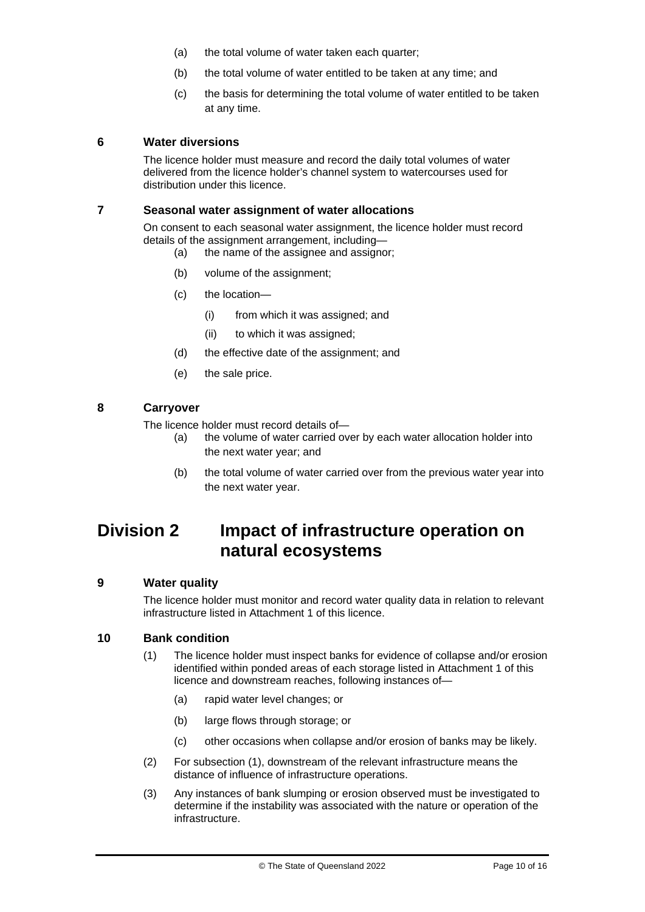(a) the total volume of water taken each quarter;

(b) the total volume of water entitled to be taken at any time; and

(c) the basis for determining the total volume of water entitled to be taken at any time.

### 6 Water diversions

The licence holder must measure and record the daily total volumes of water delivered from the licence holder's channel system to watercourses used for distribution under this licence.

### 7 Seasonal water assignment of water allocations

On consent to each seasonal water assignment, the licence holder must record details of the assignment arrangement, including—

(a) the name of the assignee and assignor;

(b) volume of the assignment;

(c) the location—

(i) from which it was assigned; and

(ii) to which it was assigned;

(d) the effective date of the assignment; and

(e) the sale price.

### 8 Carryover

The licence holder must record details of—

(a) the volume of water carried over by each water allocation holder into the next water year; and

(b) the total volume of water carried over from the previous water year into the next water year.

## Division 2 Impact of infrastructure operation on natural ecosystems

### 9 Water quality

The licence holder must monitor and record water quality data in relation to relevant infrastructure listed in Attachment 1 of this licence.

### 10 Bank condition

(1) The licence holder must inspect banks for evidence of collapse and/or erosion identified within ponded areas of each storage listed in Attachment 1 of this licence and downstream reaches, following instances of—

(a) rapid water level changes; or

(b) large flows through storage; or

(c) other occasions when collapse and/or erosion of banks may be likely.

(2) For subsection (1), downstream of the relevant infrastructure means the distance of influence of infrastructure operations.

(3) Any instances of bank slumping or erosion observed must be investigated to determine if the instability was associated with the nature or operation of the infrastructure.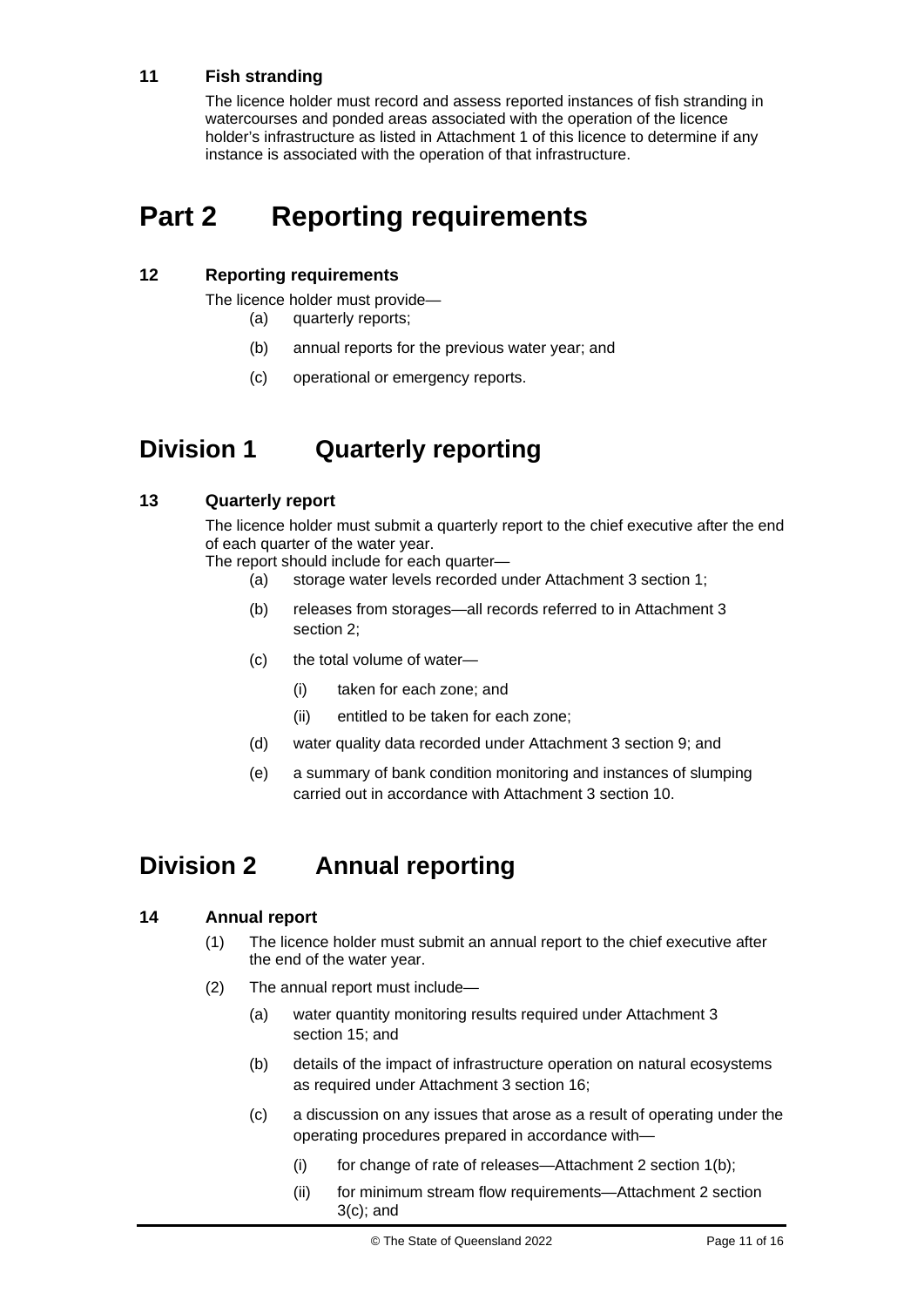### 11 Fish stranding

The licence holder must record and assess reported instances of fish stranding in watercourses and ponded areas associated with the operation of the licence holder's infrastructure as listed in Attachment 1 of this licence to determine if any instance is associated with the operation of that infrastructure.

# Part 2 Reporting requirements

### 12 Reporting requirements

The licence holder must provide—

(a) quarterly reports;

(b) annual reports for the previous water year; and

(c) operational or emergency reports.

## Division 1 Quarterly reporting

### 13 Quarterly report

The licence holder must submit a quarterly report to the chief executive after the end of each quarter of the water year.

The report should include for each quarter—

(a) storage water levels recorded under Attachment 3 section 1;

(b) releases from storages—all records referred to in Attachment 3 section 2;

(c) the total volume of water—

(i) taken for each zone; and

(ii) entitled to be taken for each zone;

(d) water quality data recorded under Attachment 3 section 9; and

(e) a summary of bank condition monitoring and instances of slumping carried out in accordance with Attachment 3 section 10.

## Division 2 Annual reporting

### 14 Annual report

(1) The licence holder must submit an annual report to the chief executive after the end of the water year.

(2) The annual report must include—

(a) water quantity monitoring results required under Attachment 3 section 15; and

(b) details of the impact of infrastructure operation on natural ecosystems as required under Attachment 3 section 16;

(c) a discussion on any issues that arose as a result of operating under the operating procedures prepared in accordance with—

(i) for change of rate of releases—Attachment 2 section 1(b);

(ii) for minimum stream flow requirements—Attachment 2 section 3(c); and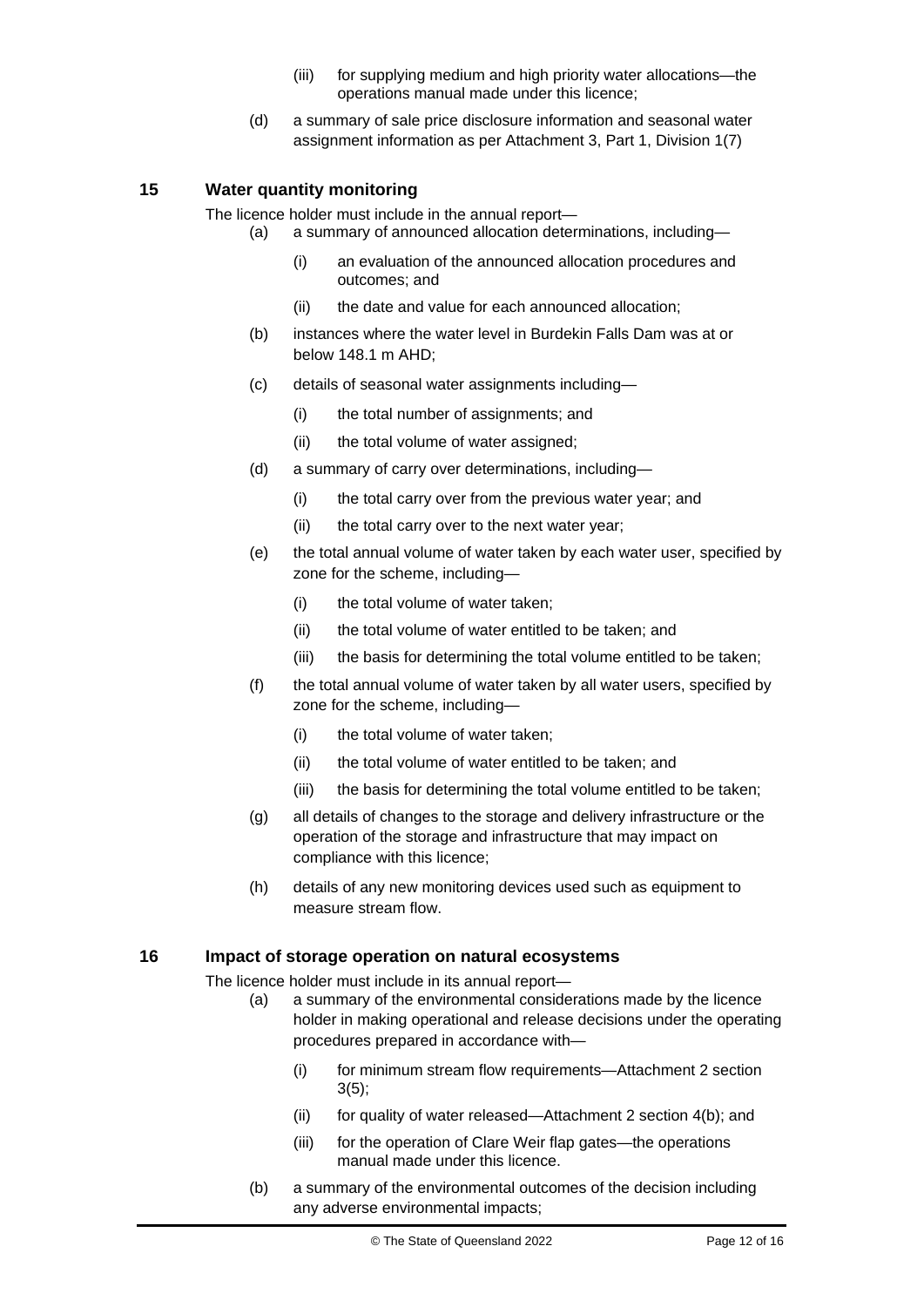(iii) for supplying medium and high priority water allocations—the operations manual made under this licence;

(d) a summary of sale price disclosure information and seasonal water assignment information as per Attachment 3, Part 1, Division 1(7)

## 15 Water quantity monitoring

The licence holder must include in the annual report—

(a) a summary of announced allocation determinations, including—

    (i) an evaluation of the announced allocation procedures and outcomes; and

    (ii) the date and value for each announced allocation;

(b) instances where the water level in Burdekin Falls Dam was at or below 148.1 m AHD;

(c) details of seasonal water assignments including—

    (i) the total number of assignments; and

    (ii) the total volume of water assigned;

(d) a summary of carry over determinations, including—

    (i) the total carry over from the previous water year; and

    (ii) the total carry over to the next water year;

(e) the total annual volume of water taken by each water user, specified by zone for the scheme, including—

    (i) the total volume of water taken;

    (ii) the total volume of water entitled to be taken; and

    (iii) the basis for determining the total volume entitled to be taken;

(f) the total annual volume of water taken by all water users, specified by zone for the scheme, including—

    (i) the total volume of water taken;

    (ii) the total volume of water entitled to be taken; and

    (iii) the basis for determining the total volume entitled to be taken;

(g) all details of changes to the storage and delivery infrastructure or the operation of the storage and infrastructure that may impact on compliance with this licence;

(h) details of any new monitoring devices used such as equipment to measure stream flow.

## 16 Impact of storage operation on natural ecosystems

The licence holder must include in its annual report—

(a) a summary of the environmental considerations made by the licence holder in making operational and release decisions under the operating procedures prepared in accordance with—

    (i) for minimum stream flow requirements—Attachment 2 section 3(5);

    (ii) for quality of water released—Attachment 2 section 4(b); and

    (iii) for the operation of Clare Weir flap gates—the operations manual made under this licence.

(b) a summary of the environmental outcomes of the decision including any adverse environmental impacts;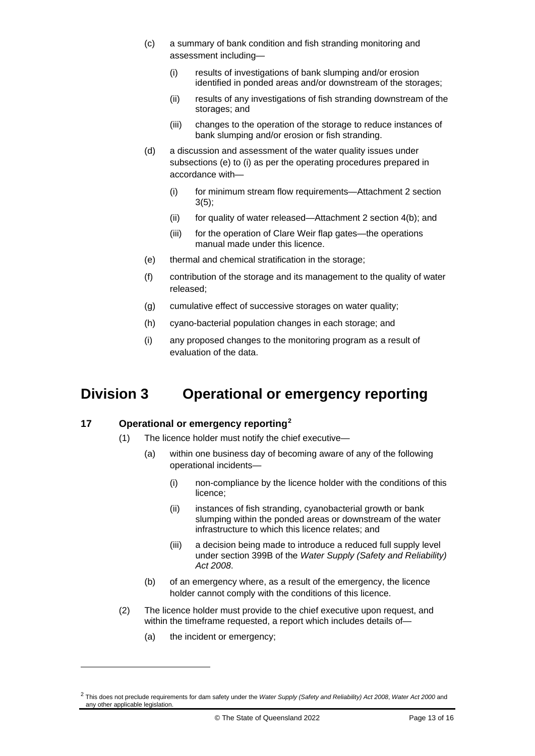(c) a summary of bank condition and fish stranding monitoring and assessment including—

 (i) results of investigations of bank slumping and/or erosion identified in ponded areas and/or downstream of the storages;

 (ii) results of any investigations of fish stranding downstream of the storages; and

 (iii) changes to the operation of the storage to reduce instances of bank slumping and/or erosion or fish stranding.

(d) a discussion and assessment of the water quality issues under subsections (e) to (i) as per the operating procedures prepared in accordance with—

 (i) for minimum stream flow requirements—Attachment 2 section 3(5);

 (ii) for quality of water released—Attachment 2 section 4(b); and

 (iii) for the operation of Clare Weir flap gates—the operations manual made under this licence.

(e) thermal and chemical stratification in the storage;

(f) contribution of the storage and its management to the quality of water released;

(g) cumulative effect of successive storages on water quality;

(h) cyano-bacterial population changes in each storage; and

(i) any proposed changes to the monitoring program as a result of evaluation of the data.

# Division 3 Operational or emergency reporting

## 17 Operational or emergency reporting[2]

(1) The licence holder must notify the chief executive—

 (a) within one business day of becoming aware of any of the following operational incidents—

 (i) non-compliance by the licence holder with the conditions of this licence;

 (ii) instances of fish stranding, cyanobacterial growth or bank slumping within the ponded areas or downstream of the water infrastructure to which this licence relates; and

 (iii) a decision being made to introduce a reduced full supply level under section 399B of the *Water Supply (Safety and Reliability) Act 2008*.

 (b) of an emergency where, as a result of the emergency, the licence holder cannot comply with the conditions of this licence.

(2) The licence holder must provide to the chief executive upon request, and within the timeframe requested, a report which includes details of—

 (a) the incident or emergency;

---

[2] This does not preclude requirements for dam safety under the *Water Supply (Safety and Reliability) Act 2008*, *Water Act 2000* and any other applicable legislation.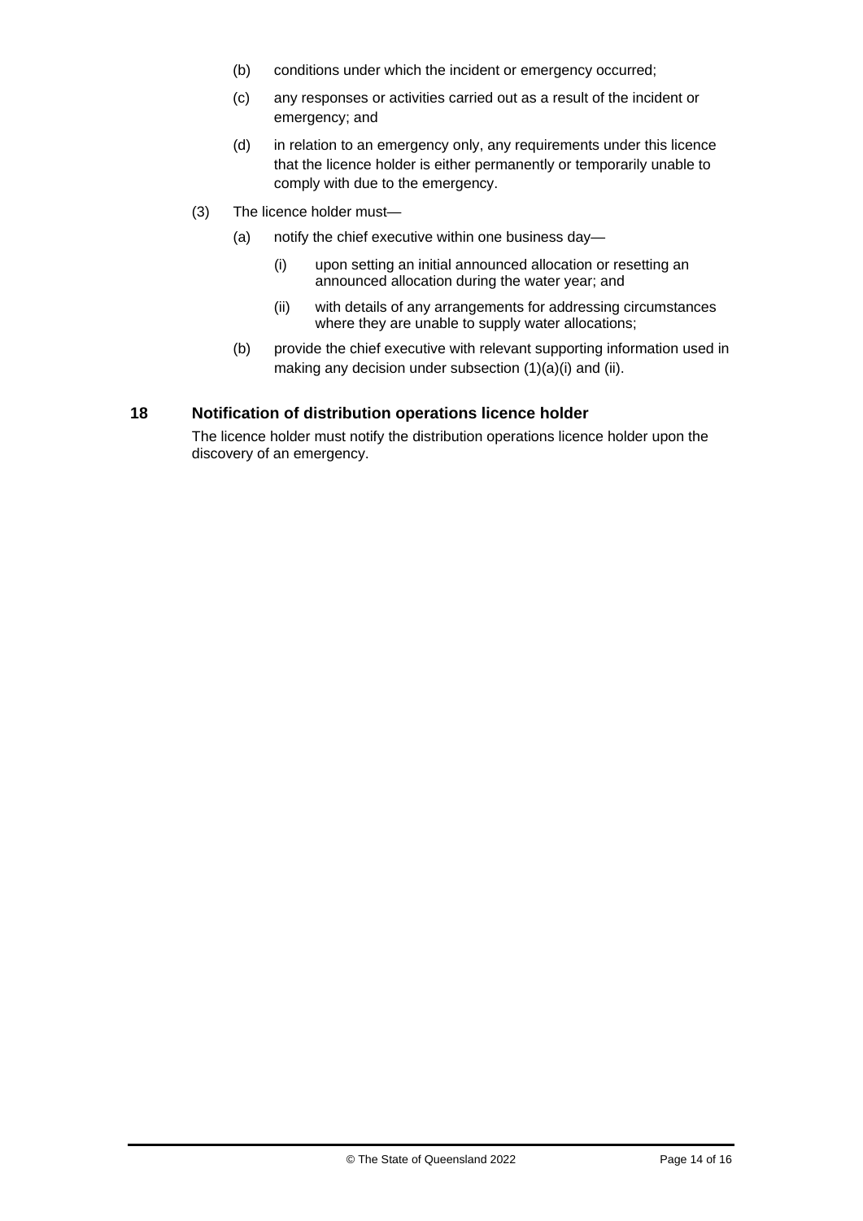(b) conditions under which the incident or emergency occurred;

(c) any responses or activities carried out as a result of the incident or emergency; and

(d) in relation to an emergency only, any requirements under this licence that the licence holder is either permanently or temporarily unable to comply with due to the emergency.

(3) The licence holder must—

(a) notify the chief executive within one business day—

(i) upon setting an initial announced allocation or resetting an announced allocation during the water year; and

(ii) with details of any arrangements for addressing circumstances where they are unable to supply water allocations;

(b) provide the chief executive with relevant supporting information used in making any decision under subsection (1)(a)(i) and (ii).

## 18 Notification of distribution operations licence holder

The licence holder must notify the distribution operations licence holder upon the discovery of an emergency.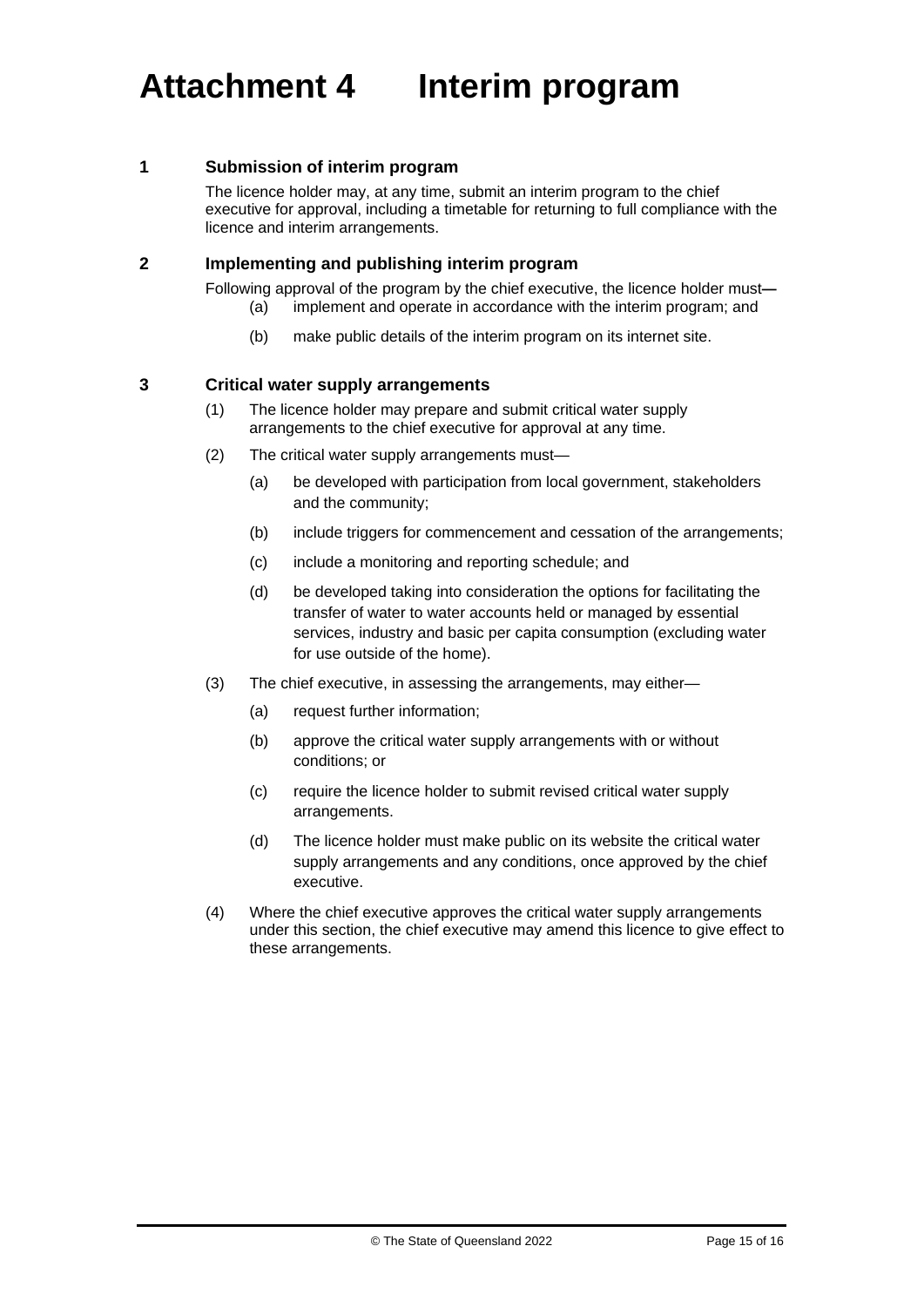# Attachment 4 Interim program

### 1 Submission of interim program

The licence holder may, at any time, submit an interim program to the chief executive for approval, including a timetable for returning to full compliance with the licence and interim arrangements.

### 2 Implementing and publishing interim program

Following approval of the program by the chief executive, the licence holder must—

(a) implement and operate in accordance with the interim program; and

(b) make public details of the interim program on its internet site.

### 3 Critical water supply arrangements

(1) The licence holder may prepare and submit critical water supply arrangements to the chief executive for approval at any time.

(2) The critical water supply arrangements must—

(a) be developed with participation from local government, stakeholders and the community;

(b) include triggers for commencement and cessation of the arrangements;

(c) include a monitoring and reporting schedule; and

(d) be developed taking into consideration the options for facilitating the transfer of water to water accounts held or managed by essential services, industry and basic per capita consumption (excluding water for use outside of the home).

(3) The chief executive, in assessing the arrangements, may either—

(a) request further information;

(b) approve the critical water supply arrangements with or without conditions; or

(c) require the licence holder to submit revised critical water supply arrangements.

(d) The licence holder must make public on its website the critical water supply arrangements and any conditions, once approved by the chief executive.

(4) Where the chief executive approves the critical water supply arrangements under this section, the chief executive may amend this licence to give effect to these arrangements.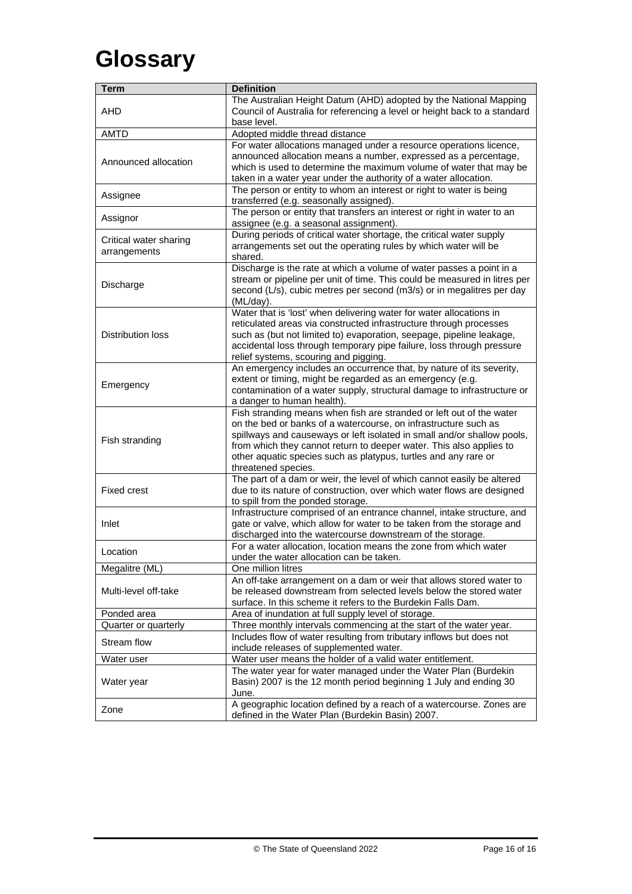# Glossary

| Term | Definition |
|---|---|
| AHD | The Australian Height Datum (AHD) adopted by the National Mapping Council of Australia for referencing a level or height back to a standard base level. |
| AMTD | Adopted middle thread distance |
| Announced allocation | For water allocations managed under a resource operations licence, announced allocation means a number, expressed as a percentage, which is used to determine the maximum volume of water that may be taken in a water year under the authority of a water allocation. |
| Assignee | The person or entity to whom an interest or right to water is being transferred (e.g. seasonally assigned). |
| Assignor | The person or entity that transfers an interest or right in water to an assignee (e.g. a seasonal assignment). |
| Critical water sharing arrangements | During periods of critical water shortage, the critical water supply arrangements set out the operating rules by which water will be shared. |
| Discharge | Discharge is the rate at which a volume of water passes a point in a stream or pipeline per unit of time. This could be measured in litres per second (L/s), cubic metres per second (m3/s) or in megalitres per day (ML/day). |
| Distribution loss | Water that is 'lost' when delivering water for water allocations in reticulated areas via constructed infrastructure through processes such as (but not limited to) evaporation, seepage, pipeline leakage, accidental loss through temporary pipe failure, loss through pressure relief systems, scouring and pigging. |
| Emergency | An emergency includes an occurrence that, by nature of its severity, extent or timing, might be regarded as an emergency (e.g. contamination of a water supply, structural damage to infrastructure or a danger to human health). |
| Fish stranding | Fish stranding means when fish are stranded or left out of the water on the bed or banks of a watercourse, on infrastructure such as spillways and causeways or left isolated in small and/or shallow pools, from which they cannot return to deeper water. This also applies to other aquatic species such as platypus, turtles and any rare or threatened species. |
| Fixed crest | The part of a dam or weir, the level of which cannot easily be altered due to its nature of construction, over which water flows are designed to spill from the ponded storage. |
| Inlet | Infrastructure comprised of an entrance channel, intake structure, and gate or valve, which allow for water to be taken from the storage and discharged into the watercourse downstream of the storage. |
| Location | For a water allocation, location means the zone from which water under the water allocation can be taken. |
| Megalitre (ML) | One million litres |
| Multi-level off-take | An off-take arrangement on a dam or weir that allows stored water to be released downstream from selected levels below the stored water surface. In this scheme it refers to the Burdekin Falls Dam. |
| Ponded area | Area of inundation at full supply level of storage. |
| Quarter or quarterly | Three monthly intervals commencing at the start of the water year. |
| Stream flow | Includes flow of water resulting from tributary inflows but does not include releases of supplemented water. |
| Water user | Water user means the holder of a valid water entitlement. |
| Water year | The water year for water managed under the Water Plan (Burdekin Basin) 2007 is the 12 month period beginning 1 July and ending 30 June. |
| Zone | A geographic location defined by a reach of a watercourse. Zones are defined in the Water Plan (Burdekin Basin) 2007. |

© The State of Queensland 2022